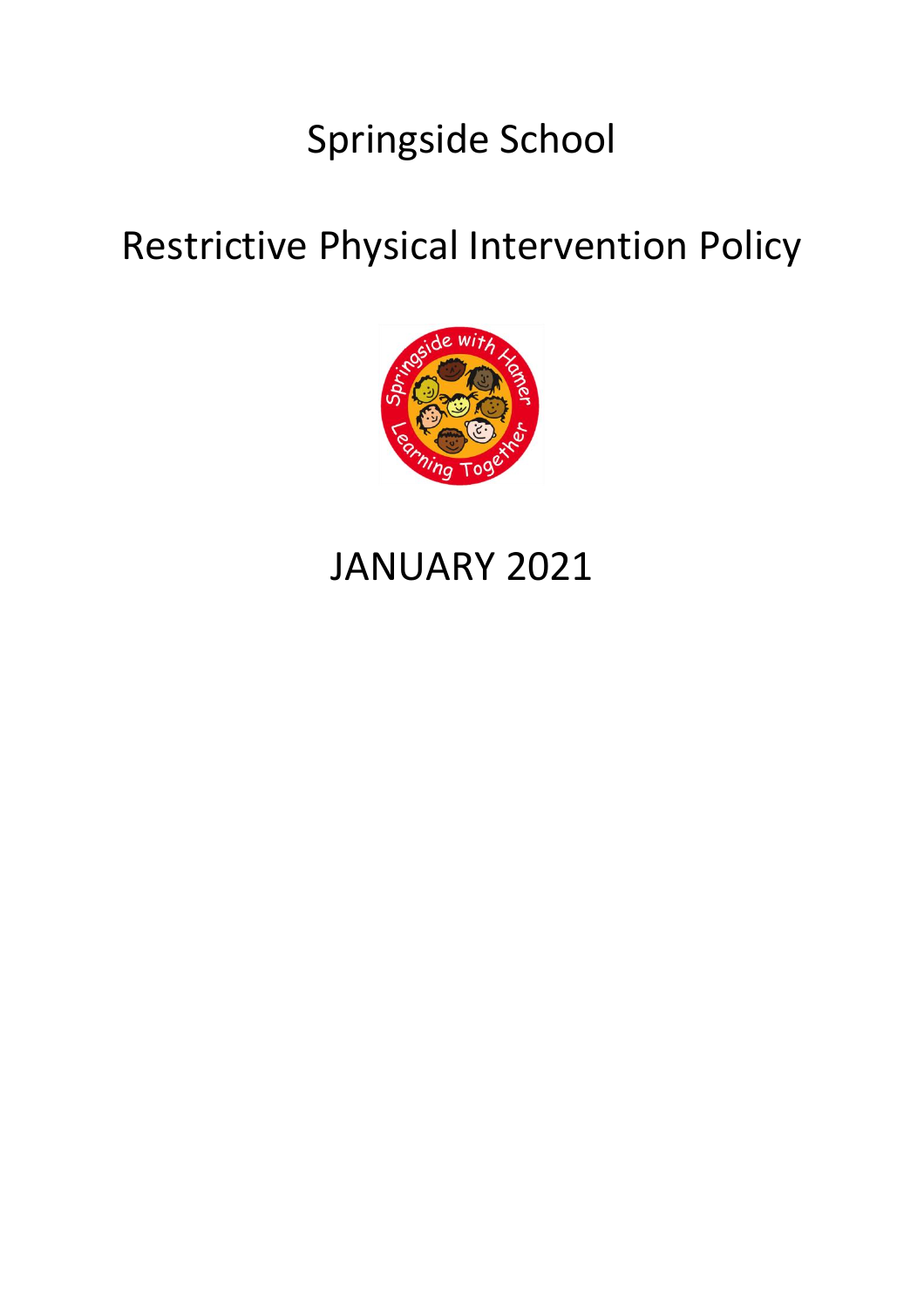# Springside School

# Restrictive Physical Intervention Policy

JANUARY 2021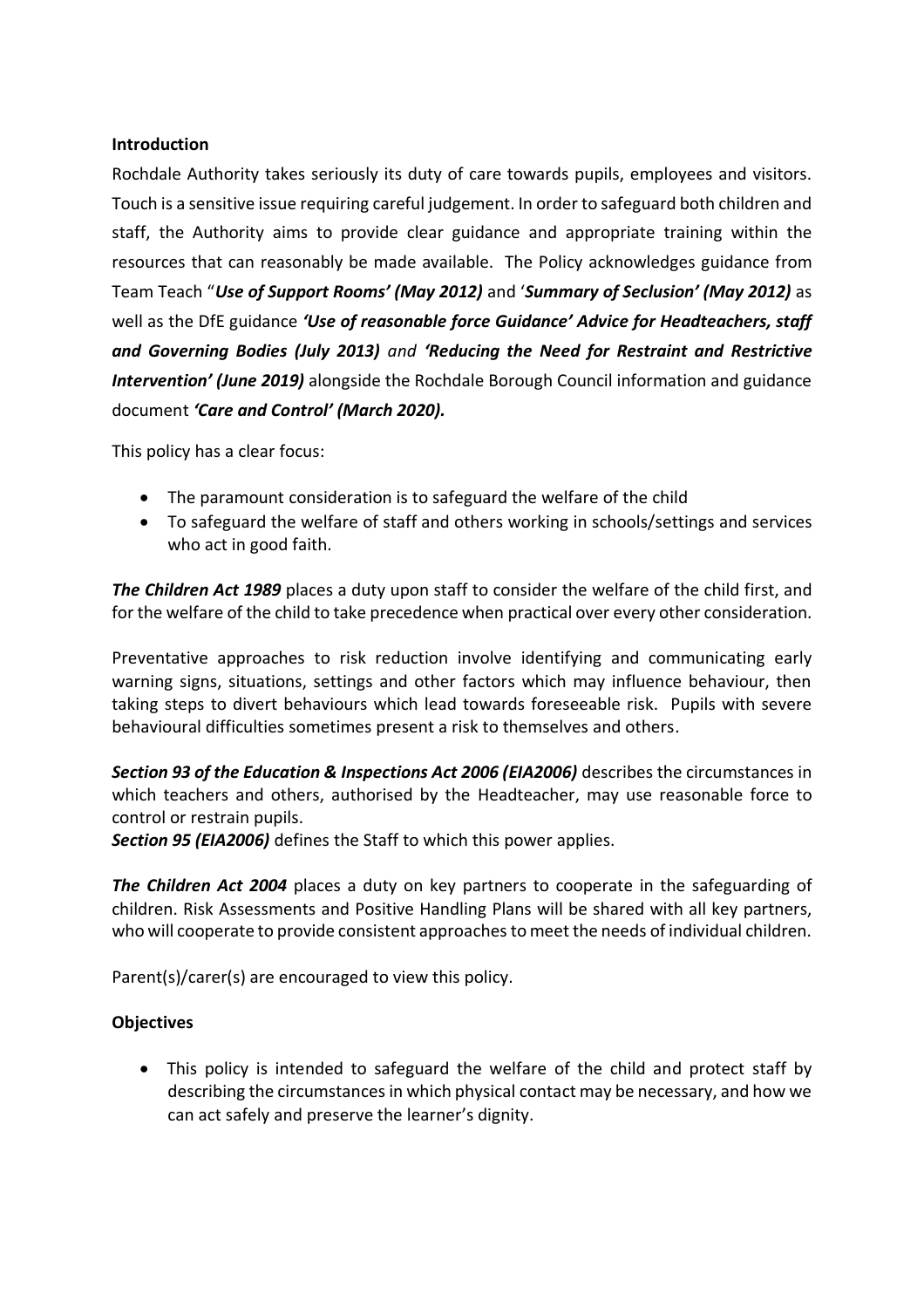**Introduction**

Rochdale Authority takes seriously its duty of care towards pupils, employees and visitors. Touch is a sensitive issue requiring careful judgement. In order to safeguard both children and staff, the Authority aims to provide clear guidance and appropriate training within the resources that can reasonably be made available. The Policy acknowledges guidance from Team Teach "***Use of Support Rooms' (May 2012)*** and '***Summary of Seclusion' (May 2012)*** as well as the DfE guidance ***'Use of reasonable force Guidance' Advice for Headteachers, staff and Governing Bodies (July 2013)*** *and* ***'Reducing the Need for Restraint and Restrictive Intervention' (June 2019)*** alongside the Rochdale Borough Council information and guidance document ***'Care and Control' (March 2020).***

This policy has a clear focus:

- The paramount consideration is to safeguard the welfare of the child
- To safeguard the welfare of staff and others working in schools/settings and services who act in good faith.

***The Children Act 1989*** places a duty upon staff to consider the welfare of the child first, and for the welfare of the child to take precedence when practical over every other consideration.

Preventative approaches to risk reduction involve identifying and communicating early warning signs, situations, settings and other factors which may influence behaviour, then taking steps to divert behaviours which lead towards foreseeable risk. Pupils with severe behavioural difficulties sometimes present a risk to themselves and others.

***Section 93 of the Education & Inspections Act 2006 (EIA2006)*** describes the circumstances in which teachers and others, authorised by the Headteacher, may use reasonable force to control or restrain pupils.

***Section 95 (EIA2006)*** defines the Staff to which this power applies.

***The Children Act 2004*** places a duty on key partners to cooperate in the safeguarding of children. Risk Assessments and Positive Handling Plans will be shared with all key partners, who will cooperate to provide consistent approaches to meet the needs of individual children.

Parent(s)/carer(s) are encouraged to view this policy.

**Objectives**

- This policy is intended to safeguard the welfare of the child and protect staff by describing the circumstances in which physical contact may be necessary, and how we can act safely and preserve the learner's dignity.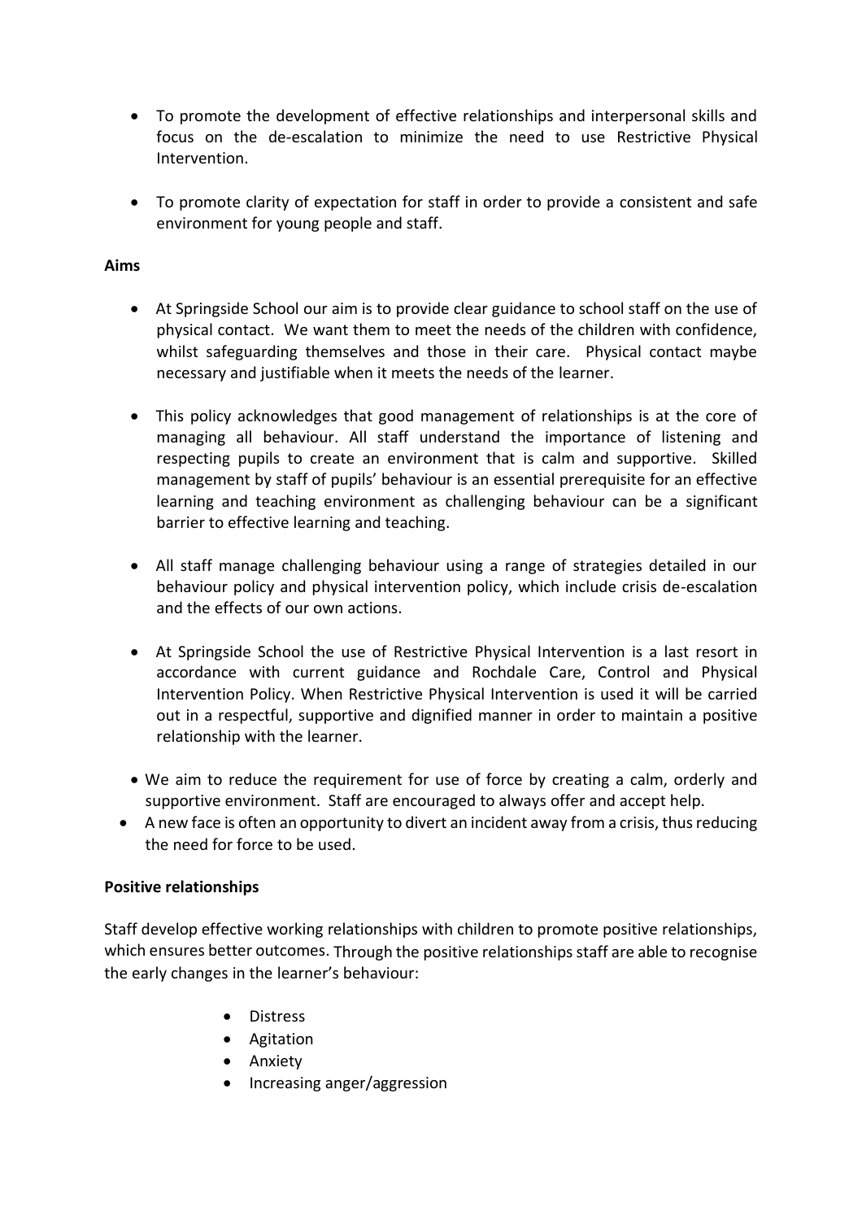- To promote the development of effective relationships and interpersonal skills and focus on the de-escalation to minimize the need to use Restrictive Physical Intervention.
- To promote clarity of expectation for staff in order to provide a consistent and safe environment for young people and staff.

**Aims**

- At Springside School our aim is to provide clear guidance to school staff on the use of physical contact. We want them to meet the needs of the children with confidence, whilst safeguarding themselves and those in their care. Physical contact maybe necessary and justifiable when it meets the needs of the learner.
- This policy acknowledges that good management of relationships is at the core of managing all behaviour. All staff understand the importance of listening and respecting pupils to create an environment that is calm and supportive. Skilled management by staff of pupils' behaviour is an essential prerequisite for an effective learning and teaching environment as challenging behaviour can be a significant barrier to effective learning and teaching.
- All staff manage challenging behaviour using a range of strategies detailed in our behaviour policy and physical intervention policy, which include crisis de-escalation and the effects of our own actions.
- At Springside School the use of Restrictive Physical Intervention is a last resort in accordance with current guidance and Rochdale Care, Control and Physical Intervention Policy. When Restrictive Physical Intervention is used it will be carried out in a respectful, supportive and dignified manner in order to maintain a positive relationship with the learner.
- We aim to reduce the requirement for use of force by creating a calm, orderly and supportive environment. Staff are encouraged to always offer and accept help.
- A new face is often an opportunity to divert an incident away from a crisis, thus reducing the need for force to be used.

**Positive relationships**

Staff develop effective working relationships with children to promote positive relationships, which ensures better outcomes. Through the positive relationships staff are able to recognise the early changes in the learner's behaviour:

- Distress
- Agitation
- Anxiety
- Increasing anger/aggression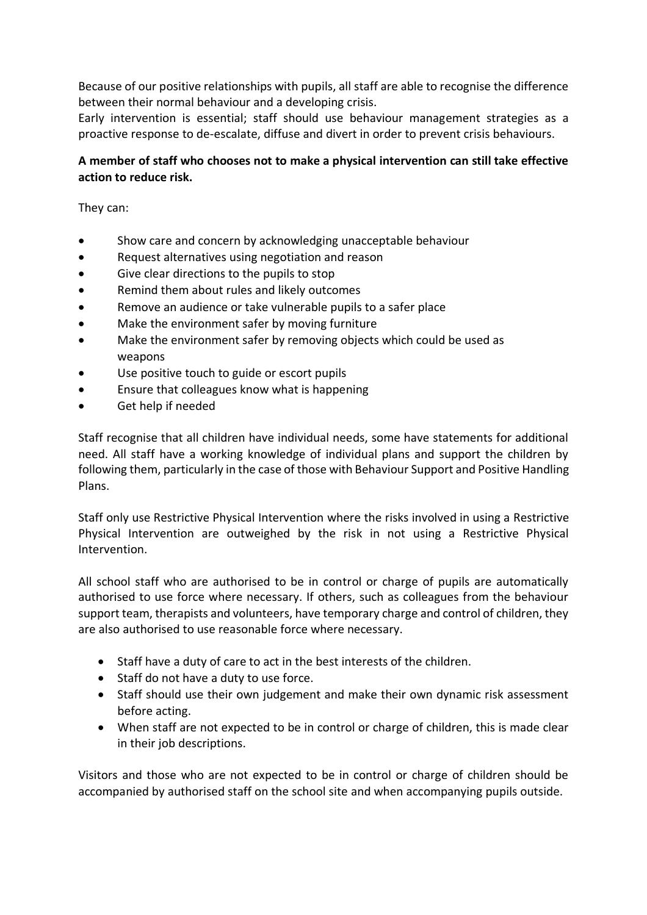Because of our positive relationships with pupils, all staff are able to recognise the difference between their normal behaviour and a developing crisis.
Early intervention is essential; staff should use behaviour management strategies as a proactive response to de-escalate, diffuse and divert in order to prevent crisis behaviours.

**A member of staff who chooses not to make a physical intervention can still take effective action to reduce risk.**

They can:

- Show care and concern by acknowledging unacceptable behaviour
- Request alternatives using negotiation and reason
- Give clear directions to the pupils to stop
- Remind them about rules and likely outcomes
- Remove an audience or take vulnerable pupils to a safer place
- Make the environment safer by moving furniture
- Make the environment safer by removing objects which could be used as weapons
- Use positive touch to guide or escort pupils
- Ensure that colleagues know what is happening
- Get help if needed

Staff recognise that all children have individual needs, some have statements for additional need. All staff have a working knowledge of individual plans and support the children by following them, particularly in the case of those with Behaviour Support and Positive Handling Plans.

Staff only use Restrictive Physical Intervention where the risks involved in using a Restrictive Physical Intervention are outweighed by the risk in not using a Restrictive Physical Intervention.

All school staff who are authorised to be in control or charge of pupils are automatically authorised to use force where necessary. If others, such as colleagues from the behaviour support team, therapists and volunteers, have temporary charge and control of children, they are also authorised to use reasonable force where necessary.

- Staff have a duty of care to act in the best interests of the children.
- Staff do not have a duty to use force.
- Staff should use their own judgement and make their own dynamic risk assessment before acting.
- When staff are not expected to be in control or charge of children, this is made clear in their job descriptions.

Visitors and those who are not expected to be in control or charge of children should be accompanied by authorised staff on the school site and when accompanying pupils outside.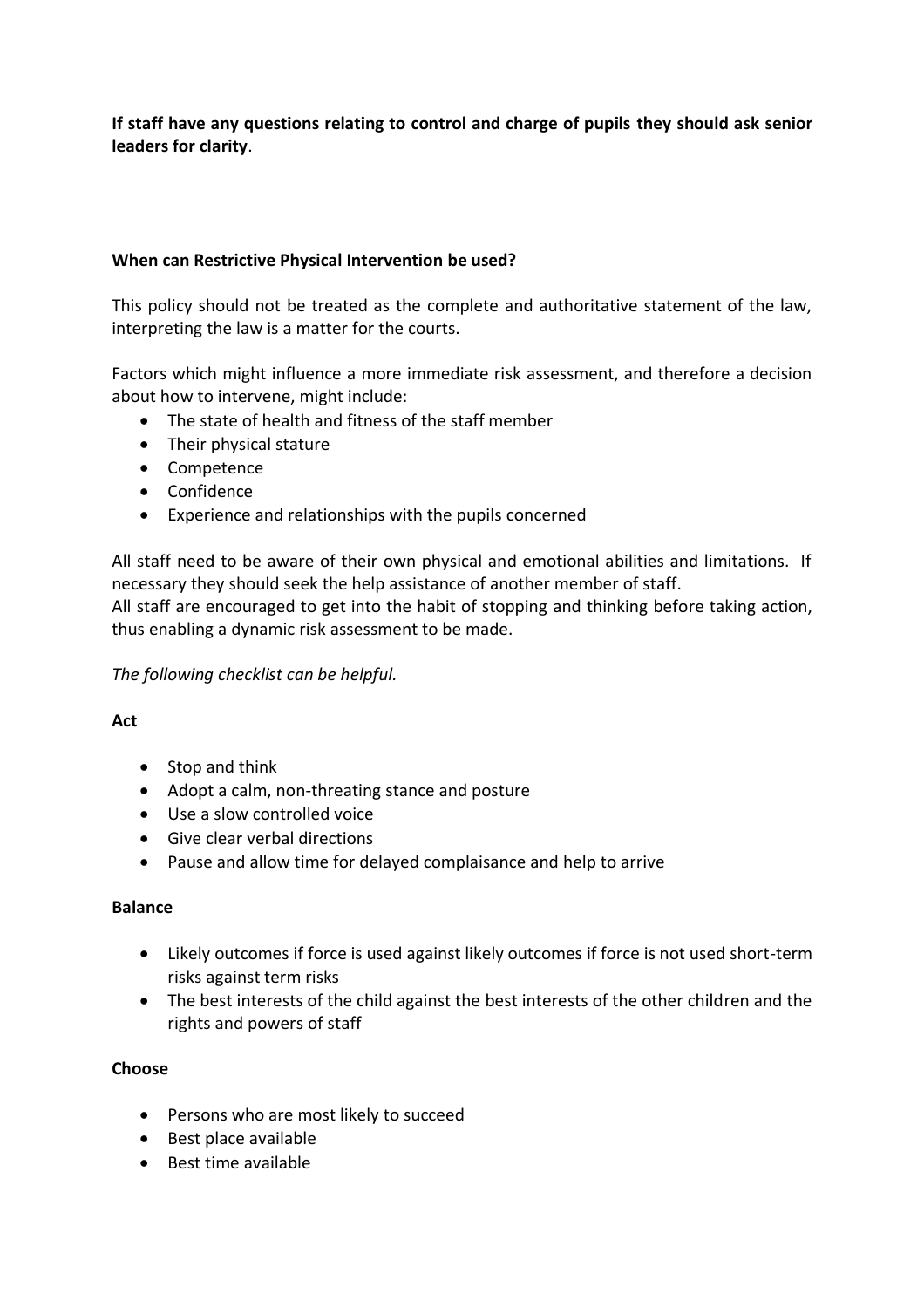**If staff have any questions relating to control and charge of pupils they should ask senior leaders for clarity**.

**When can Restrictive Physical Intervention be used?**

This policy should not be treated as the complete and authoritative statement of the law, interpreting the law is a matter for the courts.

Factors which might influence a more immediate risk assessment, and therefore a decision about how to intervene, might include:

- The state of health and fitness of the staff member
- Their physical stature
- Competence
- Confidence
- Experience and relationships with the pupils concerned

All staff need to be aware of their own physical and emotional abilities and limitations. If necessary they should seek the help assistance of another member of staff.
All staff are encouraged to get into the habit of stopping and thinking before taking action, thus enabling a dynamic risk assessment to be made.

*The following checklist can be helpful.*

**Act**

- Stop and think
- Adopt a calm, non-threating stance and posture
- Use a slow controlled voice
- Give clear verbal directions
- Pause and allow time for delayed complaisance and help to arrive

**Balance**

- Likely outcomes if force is used against likely outcomes if force is not used short-term risks against term risks
- The best interests of the child against the best interests of the other children and the rights and powers of staff

**Choose**

- Persons who are most likely to succeed
- Best place available
- Best time available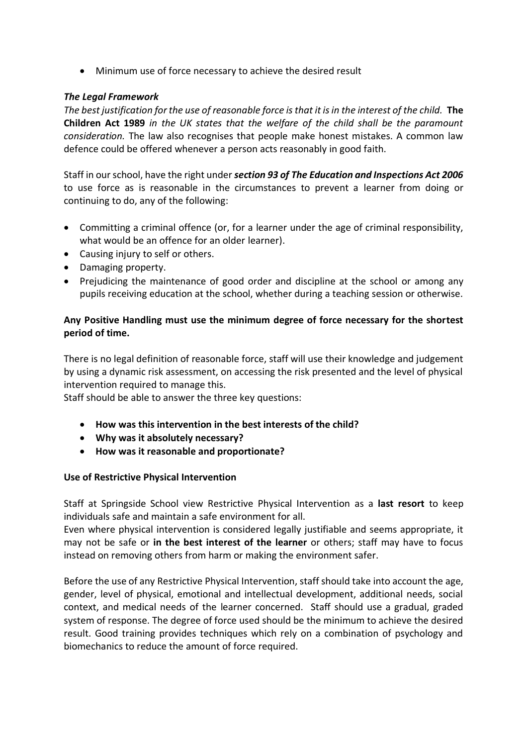- Minimum use of force necessary to achieve the desired result

### ***The Legal Framework***

*The best justification for the use of reasonable force is that it is in the interest of the child.* **The Children Act 1989** *in the UK states that the welfare of the child shall be the paramount consideration.* The law also recognises that people make honest mistakes. A common law defence could be offered whenever a person acts reasonably in good faith.

Staff in our school, have the right under ***section 93 of The Education and Inspections Act 2006*** to use force as is reasonable in the circumstances to prevent a learner from doing or continuing to do, any of the following:

- Committing a criminal offence (or, for a learner under the age of criminal responsibility, what would be an offence for an older learner).
- Causing injury to self or others.
- Damaging property.
- Prejudicing the maintenance of good order and discipline at the school or among any pupils receiving education at the school, whether during a teaching session or otherwise.

**Any Positive Handling must use the minimum degree of force necessary for the shortest period of time.**

There is no legal definition of reasonable force, staff will use their knowledge and judgement by using a dynamic risk assessment, on accessing the risk presented and the level of physical intervention required to manage this.
Staff should be able to answer the three key questions:

- **How was this intervention in the best interests of the child?**
- **Why was it absolutely necessary?**
- **How was it reasonable and proportionate?**

### **Use of Restrictive Physical Intervention**

Staff at Springside School view Restrictive Physical Intervention as a **last resort** to keep individuals safe and maintain a safe environment for all.
Even where physical intervention is considered legally justifiable and seems appropriate, it may not be safe or **in the best interest of the learner** or others; staff may have to focus instead on removing others from harm or making the environment safer.

Before the use of any Restrictive Physical Intervention, staff should take into account the age, gender, level of physical, emotional and intellectual development, additional needs, social context, and medical needs of the learner concerned. Staff should use a gradual, graded system of response. The degree of force used should be the minimum to achieve the desired result. Good training provides techniques which rely on a combination of psychology and biomechanics to reduce the amount of force required.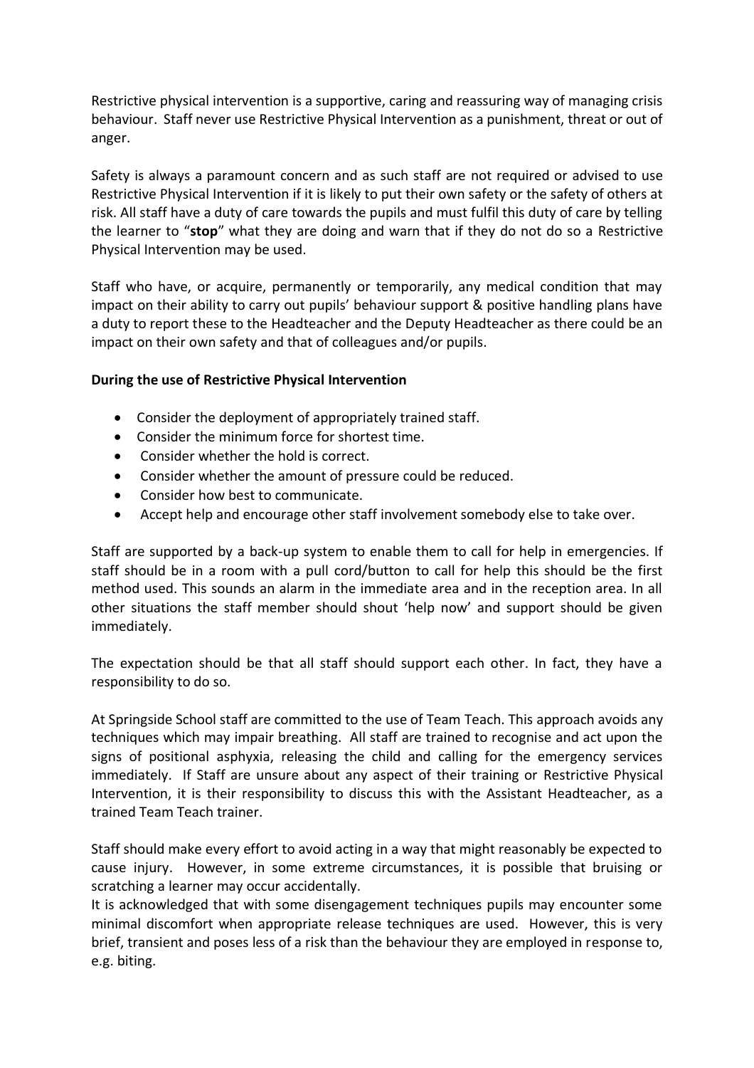Restrictive physical intervention is a supportive, caring and reassuring way of managing crisis behaviour. Staff never use Restrictive Physical Intervention as a punishment, threat or out of anger.

Safety is always a paramount concern and as such staff are not required or advised to use Restrictive Physical Intervention if it is likely to put their own safety or the safety of others at risk. All staff have a duty of care towards the pupils and must fulfil this duty of care by telling the learner to "**stop**" what they are doing and warn that if they do not do so a Restrictive Physical Intervention may be used.

Staff who have, or acquire, permanently or temporarily, any medical condition that may impact on their ability to carry out pupils' behaviour support & positive handling plans have a duty to report these to the Headteacher and the Deputy Headteacher as there could be an impact on their own safety and that of colleagues and/or pupils.

**During the use of Restrictive Physical Intervention**

- Consider the deployment of appropriately trained staff.
- Consider the minimum force for shortest time.
- Consider whether the hold is correct.
- Consider whether the amount of pressure could be reduced.
- Consider how best to communicate.
- Accept help and encourage other staff involvement somebody else to take over.

Staff are supported by a back-up system to enable them to call for help in emergencies. If staff should be in a room with a pull cord/button to call for help this should be the first method used. This sounds an alarm in the immediate area and in the reception area. In all other situations the staff member should shout 'help now' and support should be given immediately.

The expectation should be that all staff should support each other. In fact, they have a responsibility to do so.

At Springside School staff are committed to the use of Team Teach. This approach avoids any techniques which may impair breathing. All staff are trained to recognise and act upon the signs of positional asphyxia, releasing the child and calling for the emergency services immediately. If Staff are unsure about any aspect of their training or Restrictive Physical Intervention, it is their responsibility to discuss this with the Assistant Headteacher, as a trained Team Teach trainer.

Staff should make every effort to avoid acting in a way that might reasonably be expected to cause injury. However, in some extreme circumstances, it is possible that bruising or scratching a learner may occur accidentally.
It is acknowledged that with some disengagement techniques pupils may encounter some minimal discomfort when appropriate release techniques are used. However, this is very brief, transient and poses less of a risk than the behaviour they are employed in response to, e.g. biting.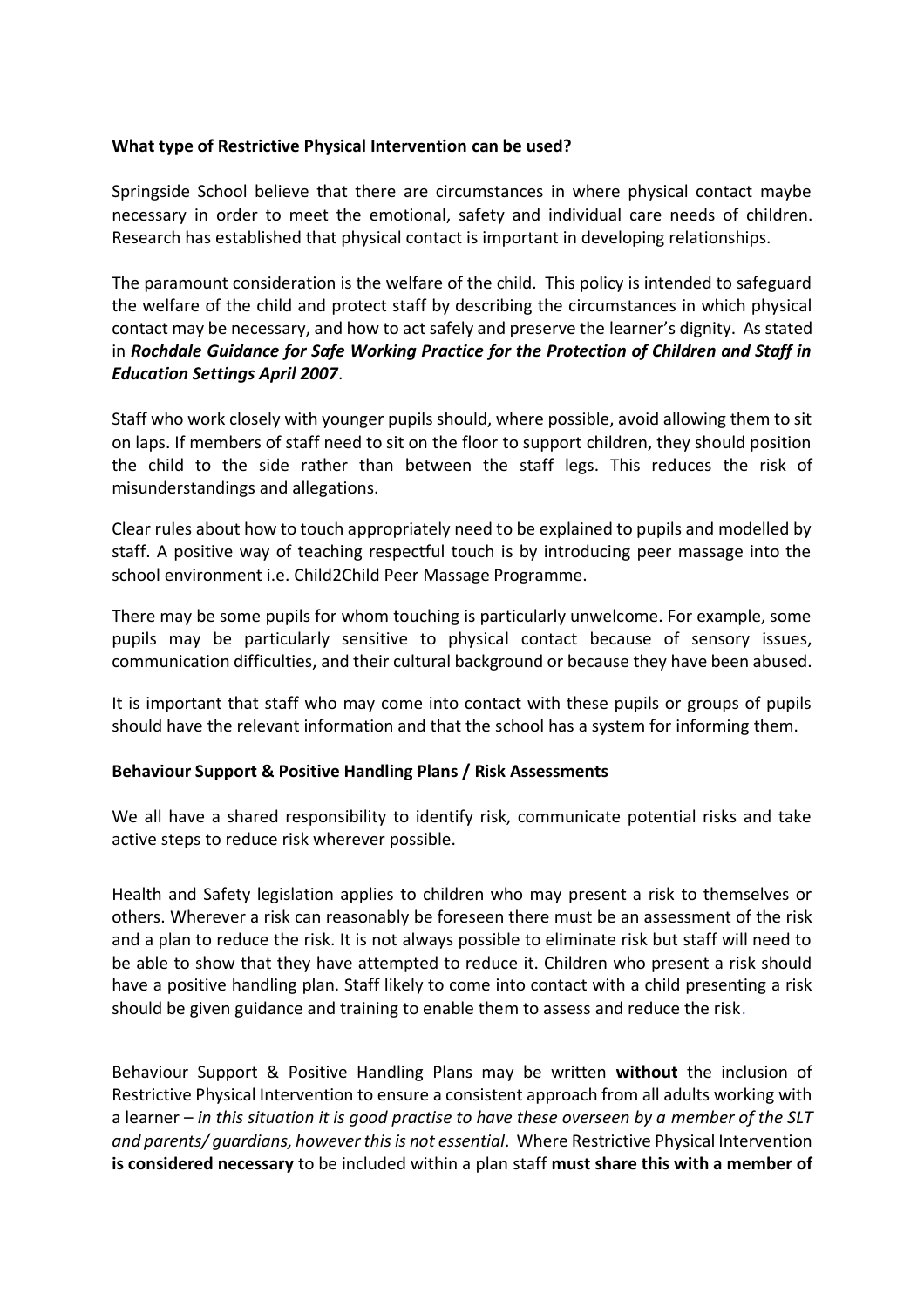**What type of Restrictive Physical Intervention can be used?**

Springside School believe that there are circumstances in where physical contact maybe necessary in order to meet the emotional, safety and individual care needs of children. Research has established that physical contact is important in developing relationships.

The paramount consideration is the welfare of the child. This policy is intended to safeguard the welfare of the child and protect staff by describing the circumstances in which physical contact may be necessary, and how to act safely and preserve the learner's dignity. As stated in ***Rochdale Guidance for Safe Working Practice for the Protection of Children and Staff in Education Settings April 2007***.

Staff who work closely with younger pupils should, where possible, avoid allowing them to sit on laps. If members of staff need to sit on the floor to support children, they should position the child to the side rather than between the staff legs. This reduces the risk of misunderstandings and allegations.

Clear rules about how to touch appropriately need to be explained to pupils and modelled by staff. A positive way of teaching respectful touch is by introducing peer massage into the school environment i.e. Child2Child Peer Massage Programme.

There may be some pupils for whom touching is particularly unwelcome. For example, some pupils may be particularly sensitive to physical contact because of sensory issues, communication difficulties, and their cultural background or because they have been abused.

It is important that staff who may come into contact with these pupils or groups of pupils should have the relevant information and that the school has a system for informing them.

**Behaviour Support & Positive Handling Plans / Risk Assessments**

We all have a shared responsibility to identify risk, communicate potential risks and take active steps to reduce risk wherever possible.

Health and Safety legislation applies to children who may present a risk to themselves or others. Wherever a risk can reasonably be foreseen there must be an assessment of the risk and a plan to reduce the risk. It is not always possible to eliminate risk but staff will need to be able to show that they have attempted to reduce it. Children who present a risk should have a positive handling plan. Staff likely to come into contact with a child presenting a risk should be given guidance and training to enable them to assess and reduce the risk.

Behaviour Support & Positive Handling Plans may be written **without** the inclusion of Restrictive Physical Intervention to ensure a consistent approach from all adults working with a learner – *in this situation it is good practise to have these overseen by a member of the SLT and parents/ guardians, however this is not essential*. Where Restrictive Physical Intervention **is considered necessary** to be included within a plan staff **must share this with a member of**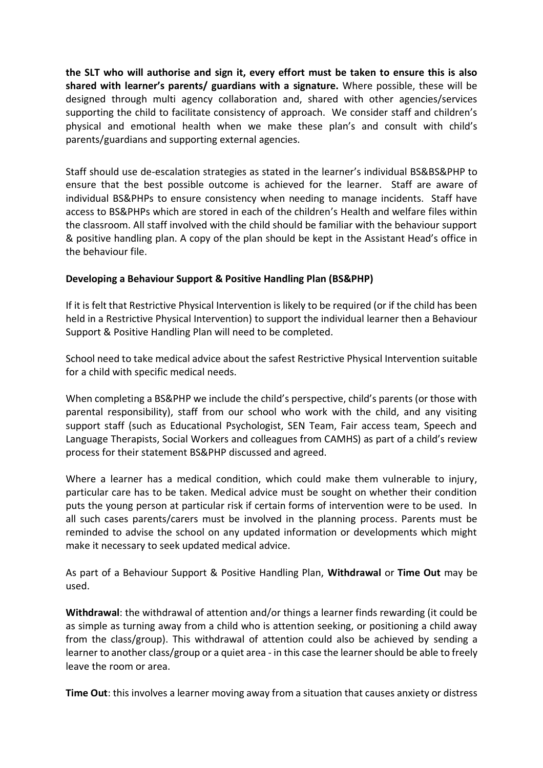**the SLT who will authorise and sign it, every effort must be taken to ensure this is also shared with learner's parents/ guardians with a signature.** Where possible, these will be designed through multi agency collaboration and, shared with other agencies/services supporting the child to facilitate consistency of approach. We consider staff and children's physical and emotional health when we make these plan's and consult with child's parents/guardians and supporting external agencies.

Staff should use de-escalation strategies as stated in the learner's individual BS&BS&PHP to ensure that the best possible outcome is achieved for the learner. Staff are aware of individual BS&PHPs to ensure consistency when needing to manage incidents. Staff have access to BS&PHPs which are stored in each of the children's Health and welfare files within the classroom. All staff involved with the child should be familiar with the behaviour support & positive handling plan. A copy of the plan should be kept in the Assistant Head's office in the behaviour file.

**Developing a Behaviour Support & Positive Handling Plan (BS&PHP)**

If it is felt that Restrictive Physical Intervention is likely to be required (or if the child has been held in a Restrictive Physical Intervention) to support the individual learner then a Behaviour Support & Positive Handling Plan will need to be completed.

School need to take medical advice about the safest Restrictive Physical Intervention suitable for a child with specific medical needs.

When completing a BS&PHP we include the child's perspective, child's parents (or those with parental responsibility), staff from our school who work with the child, and any visiting support staff (such as Educational Psychologist, SEN Team, Fair access team, Speech and Language Therapists, Social Workers and colleagues from CAMHS) as part of a child's review process for their statement BS&PHP discussed and agreed.

Where a learner has a medical condition, which could make them vulnerable to injury, particular care has to be taken. Medical advice must be sought on whether their condition puts the young person at particular risk if certain forms of intervention were to be used. In all such cases parents/carers must be involved in the planning process. Parents must be reminded to advise the school on any updated information or developments which might make it necessary to seek updated medical advice.

As part of a Behaviour Support & Positive Handling Plan, **Withdrawal** or **Time Out** may be used.

**Withdrawal**: the withdrawal of attention and/or things a learner finds rewarding (it could be as simple as turning away from a child who is attention seeking, or positioning a child away from the class/group). This withdrawal of attention could also be achieved by sending a learner to another class/group or a quiet area - in this case the learner should be able to freely leave the room or area.

**Time Out**: this involves a learner moving away from a situation that causes anxiety or distress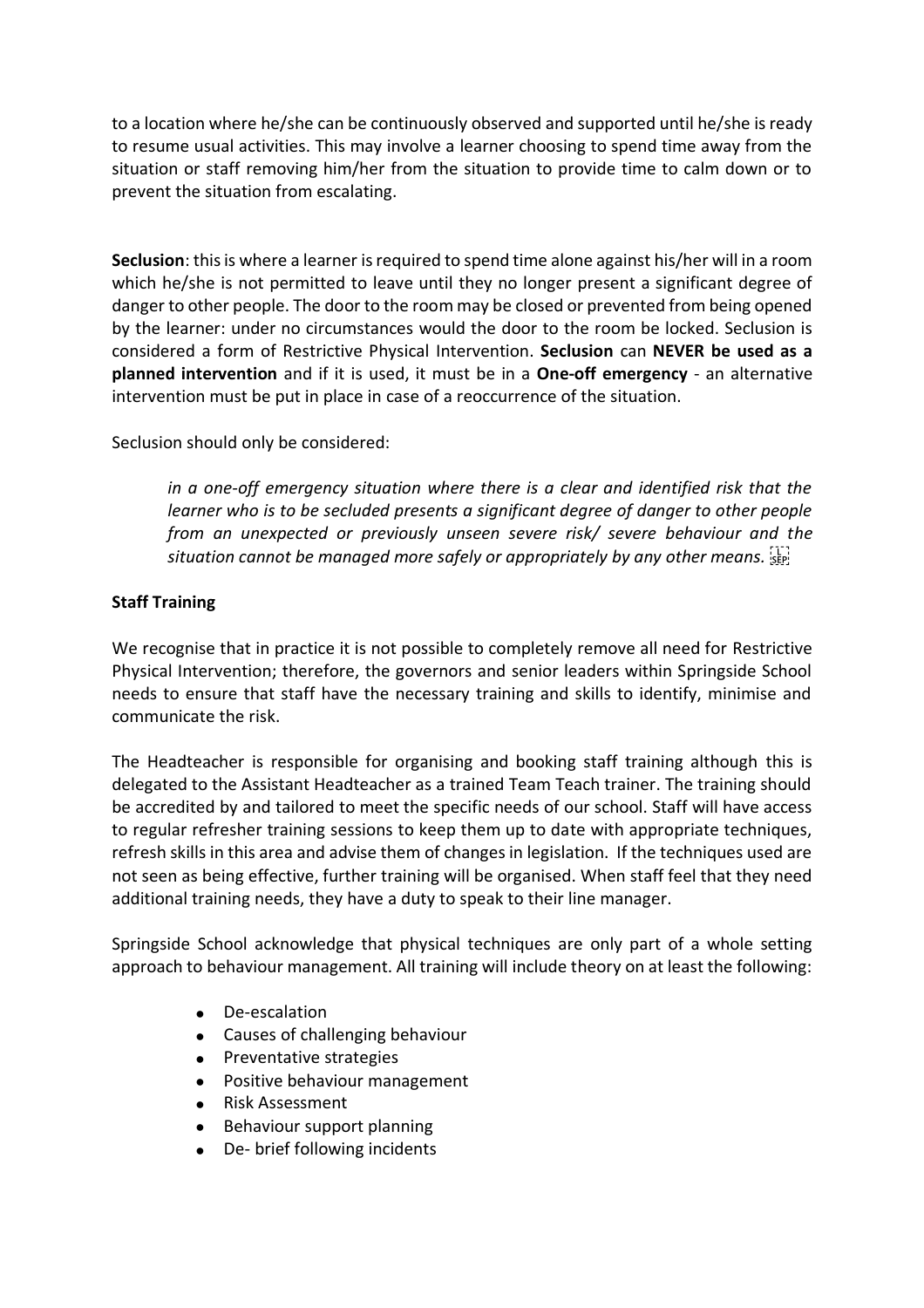to a location where he/she can be continuously observed and supported until he/she is ready to resume usual activities. This may involve a learner choosing to spend time away from the situation or staff removing him/her from the situation to provide time to calm down or to prevent the situation from escalating.

**Seclusion**: this is where a learner is required to spend time alone against his/her will in a room which he/she is not permitted to leave until they no longer present a significant degree of danger to other people. The door to the room may be closed or prevented from being opened by the learner: under no circumstances would the door to the room be locked. Seclusion is considered a form of Restrictive Physical Intervention. **Seclusion** can **NEVER be used as a planned intervention** and if it is used, it must be in a **One-off emergency** - an alternative intervention must be put in place in case of a reoccurrence of the situation.

Seclusion should only be considered:

> *in a one-off emergency situation where there is a clear and identified risk that the learner who is to be secluded presents a significant degree of danger to other people from an unexpected or previously unseen severe risk/ severe behaviour and the situation cannot be managed more safely or appropriately by any other means.*

**Staff Training**

We recognise that in practice it is not possible to completely remove all need for Restrictive Physical Intervention; therefore, the governors and senior leaders within Springside School needs to ensure that staff have the necessary training and skills to identify, minimise and communicate the risk.

The Headteacher is responsible for organising and booking staff training although this is delegated to the Assistant Headteacher as a trained Team Teach trainer. The training should be accredited by and tailored to meet the specific needs of our school. Staff will have access to regular refresher training sessions to keep them up to date with appropriate techniques, refresh skills in this area and advise them of changes in legislation. If the techniques used are not seen as being effective, further training will be organised. When staff feel that they need additional training needs, they have a duty to speak to their line manager.

Springside School acknowledge that physical techniques are only part of a whole setting approach to behaviour management. All training will include theory on at least the following:

- De-escalation
- Causes of challenging behaviour
- Preventative strategies
- Positive behaviour management
- Risk Assessment
- Behaviour support planning
- De- brief following incidents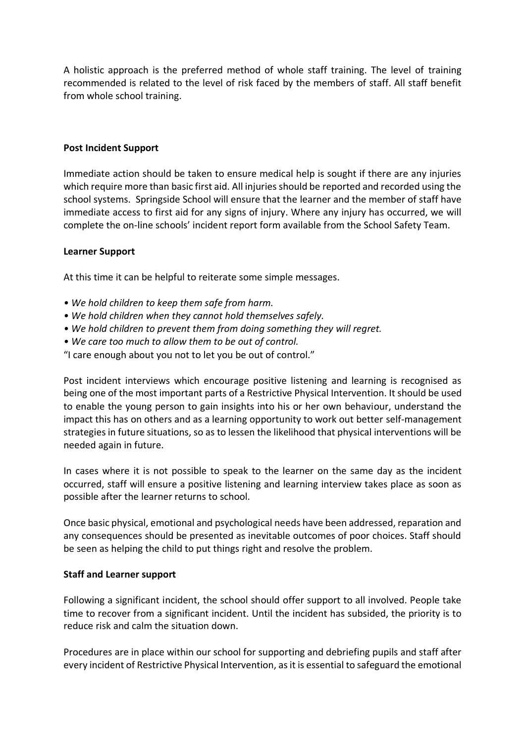A holistic approach is the preferred method of whole staff training. The level of training recommended is related to the level of risk faced by the members of staff. All staff benefit from whole school training.

**Post Incident Support**

Immediate action should be taken to ensure medical help is sought if there are any injuries which require more than basic first aid. All injuries should be reported and recorded using the school systems. Springside School will ensure that the learner and the member of staff have immediate access to first aid for any signs of injury. Where any injury has occurred, we will complete the on-line schools' incident report form available from the School Safety Team.

**Learner Support**

At this time it can be helpful to reiterate some simple messages.

- *We hold children to keep them safe from harm.*
- *We hold children when they cannot hold themselves safely.*
- *We hold children to prevent them from doing something they will regret.*
- *We care too much to allow them to be out of control.*

"I care enough about you not to let you be out of control."

Post incident interviews which encourage positive listening and learning is recognised as being one of the most important parts of a Restrictive Physical Intervention. It should be used to enable the young person to gain insights into his or her own behaviour, understand the impact this has on others and as a learning opportunity to work out better self-management strategies in future situations, so as to lessen the likelihood that physical interventions will be needed again in future.

In cases where it is not possible to speak to the learner on the same day as the incident occurred, staff will ensure a positive listening and learning interview takes place as soon as possible after the learner returns to school.

Once basic physical, emotional and psychological needs have been addressed, reparation and any consequences should be presented as inevitable outcomes of poor choices. Staff should be seen as helping the child to put things right and resolve the problem.

**Staff and Learner support**

Following a significant incident, the school should offer support to all involved. People take time to recover from a significant incident. Until the incident has subsided, the priority is to reduce risk and calm the situation down.

Procedures are in place within our school for supporting and debriefing pupils and staff after every incident of Restrictive Physical Intervention, as it is essential to safeguard the emotional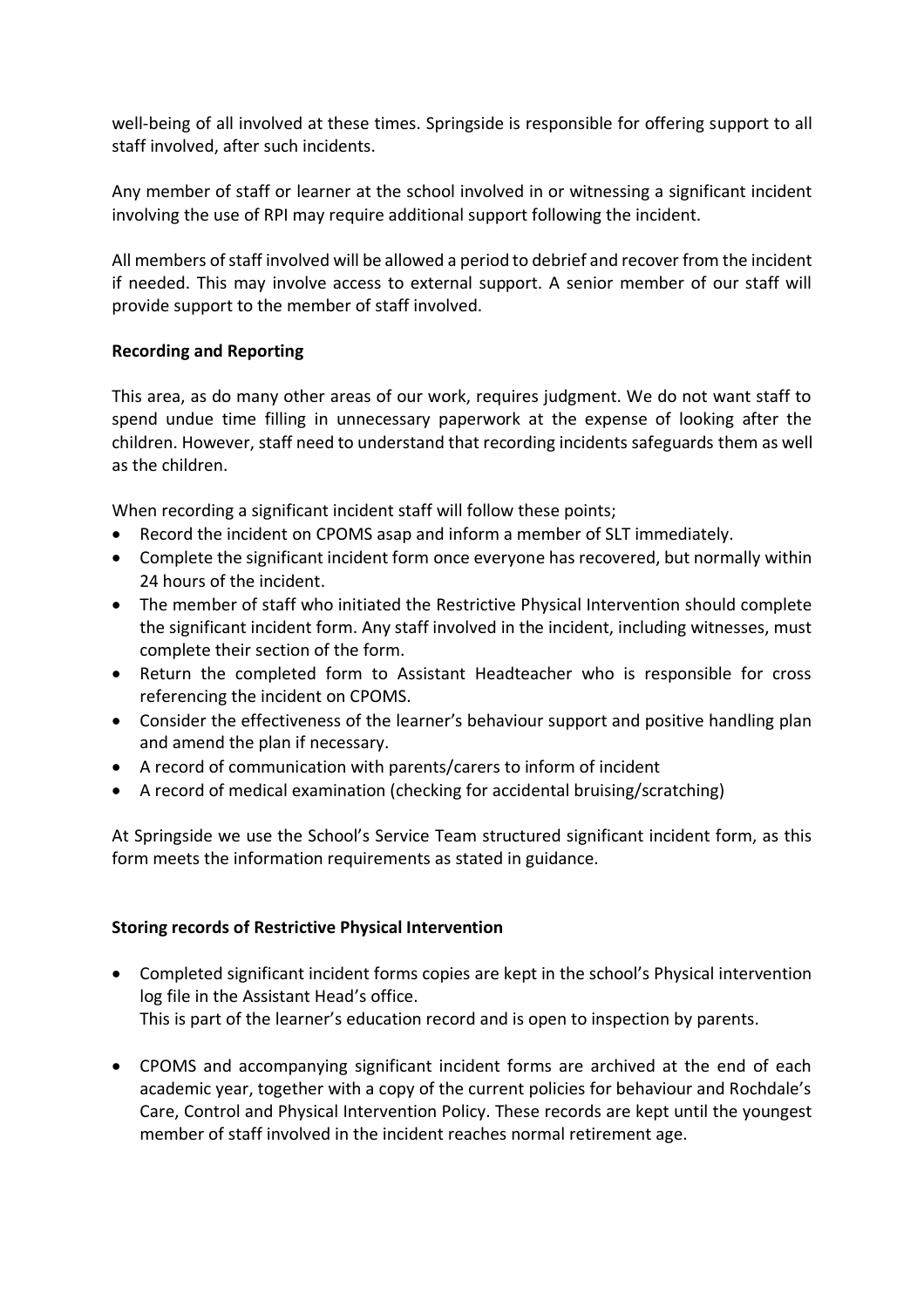well-being of all involved at these times. Springside is responsible for offering support to all staff involved, after such incidents.

Any member of staff or learner at the school involved in or witnessing a significant incident involving the use of RPI may require additional support following the incident.

All members of staff involved will be allowed a period to debrief and recover from the incident if needed. This may involve access to external support. A senior member of our staff will provide support to the member of staff involved.

**Recording and Reporting**

This area, as do many other areas of our work, requires judgment. We do not want staff to spend undue time filling in unnecessary paperwork at the expense of looking after the children. However, staff need to understand that recording incidents safeguards them as well as the children.

When recording a significant incident staff will follow these points;

- Record the incident on CPOMS asap and inform a member of SLT immediately.
- Complete the significant incident form once everyone has recovered, but normally within 24 hours of the incident.
- The member of staff who initiated the Restrictive Physical Intervention should complete the significant incident form. Any staff involved in the incident, including witnesses, must complete their section of the form.
- Return the completed form to Assistant Headteacher who is responsible for cross referencing the incident on CPOMS.
- Consider the effectiveness of the learner's behaviour support and positive handling plan and amend the plan if necessary.
- A record of communication with parents/carers to inform of incident
- A record of medical examination (checking for accidental bruising/scratching)

At Springside we use the School's Service Team structured significant incident form, as this form meets the information requirements as stated in guidance.

**Storing records of Restrictive Physical Intervention**

- Completed significant incident forms copies are kept in the school's Physical intervention log file in the Assistant Head's office.
  This is part of the learner's education record and is open to inspection by parents.

- CPOMS and accompanying significant incident forms are archived at the end of each academic year, together with a copy of the current policies for behaviour and Rochdale's Care, Control and Physical Intervention Policy. These records are kept until the youngest member of staff involved in the incident reaches normal retirement age.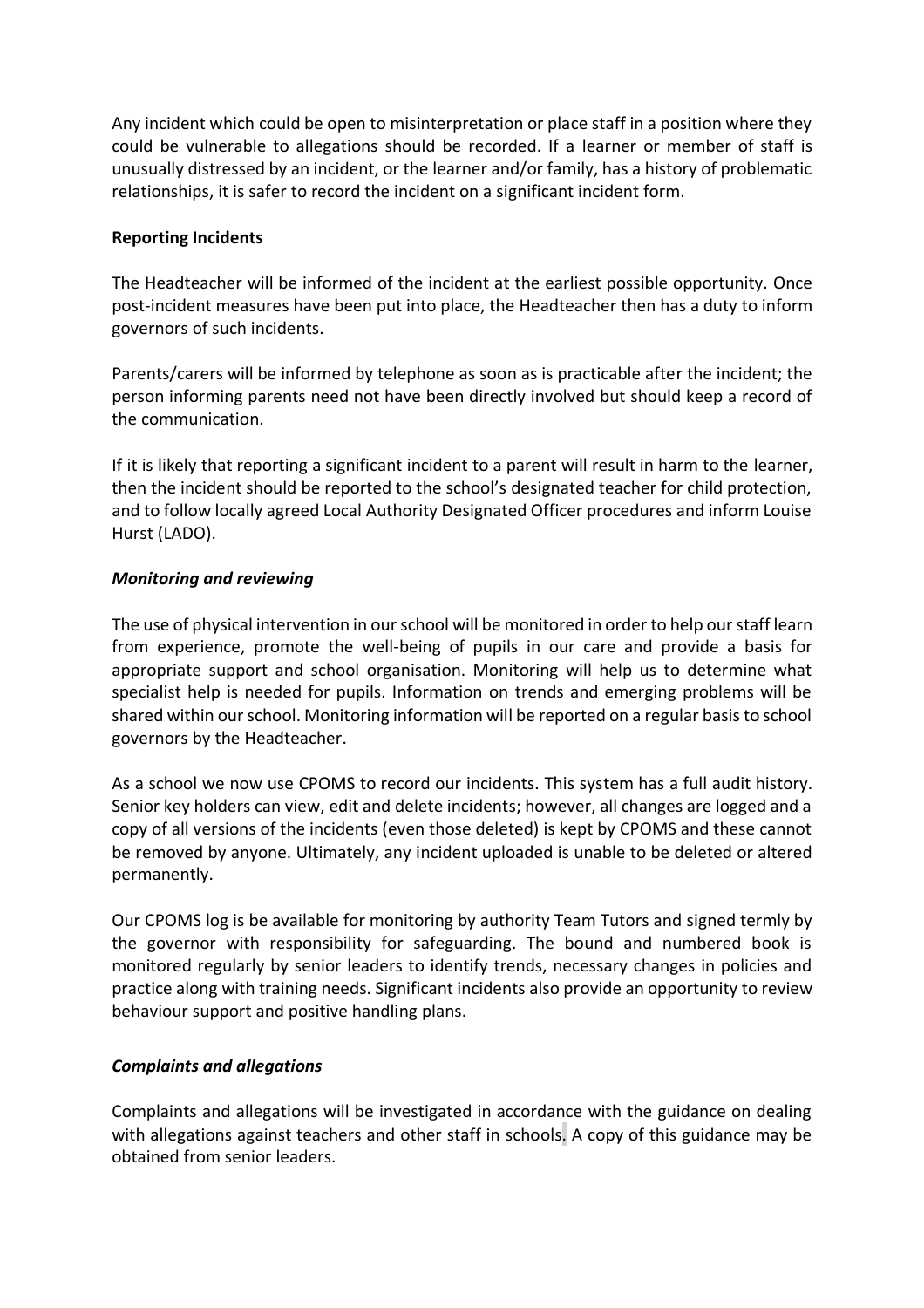Any incident which could be open to misinterpretation or place staff in a position where they could be vulnerable to allegations should be recorded. If a learner or member of staff is unusually distressed by an incident, or the learner and/or family, has a history of problematic relationships, it is safer to record the incident on a significant incident form.

**Reporting Incidents**

The Headteacher will be informed of the incident at the earliest possible opportunity. Once post-incident measures have been put into place, the Headteacher then has a duty to inform governors of such incidents.

Parents/carers will be informed by telephone as soon as is practicable after the incident; the person informing parents need not have been directly involved but should keep a record of the communication.

If it is likely that reporting a significant incident to a parent will result in harm to the learner, then the incident should be reported to the school's designated teacher for child protection, and to follow locally agreed Local Authority Designated Officer procedures and inform Louise Hurst (LADO).

***Monitoring and reviewing***

The use of physical intervention in our school will be monitored in order to help our staff learn from experience, promote the well-being of pupils in our care and provide a basis for appropriate support and school organisation. Monitoring will help us to determine what specialist help is needed for pupils. Information on trends and emerging problems will be shared within our school. Monitoring information will be reported on a regular basis to school governors by the Headteacher.

As a school we now use CPOMS to record our incidents. This system has a full audit history. Senior key holders can view, edit and delete incidents; however, all changes are logged and a copy of all versions of the incidents (even those deleted) is kept by CPOMS and these cannot be removed by anyone. Ultimately, any incident uploaded is unable to be deleted or altered permanently.

Our CPOMS log is available for monitoring by authority Team Tutors and signed termly by the governor with responsibility for safeguarding. The bound and numbered book is monitored regularly by senior leaders to identify trends, necessary changes in policies and practice along with training needs. Significant incidents also provide an opportunity to review behaviour support and positive handling plans.

***Complaints and allegations***

Complaints and allegations will be investigated in accordance with the guidance on dealing with allegations against teachers and other staff in schools. A copy of this guidance may be obtained from senior leaders.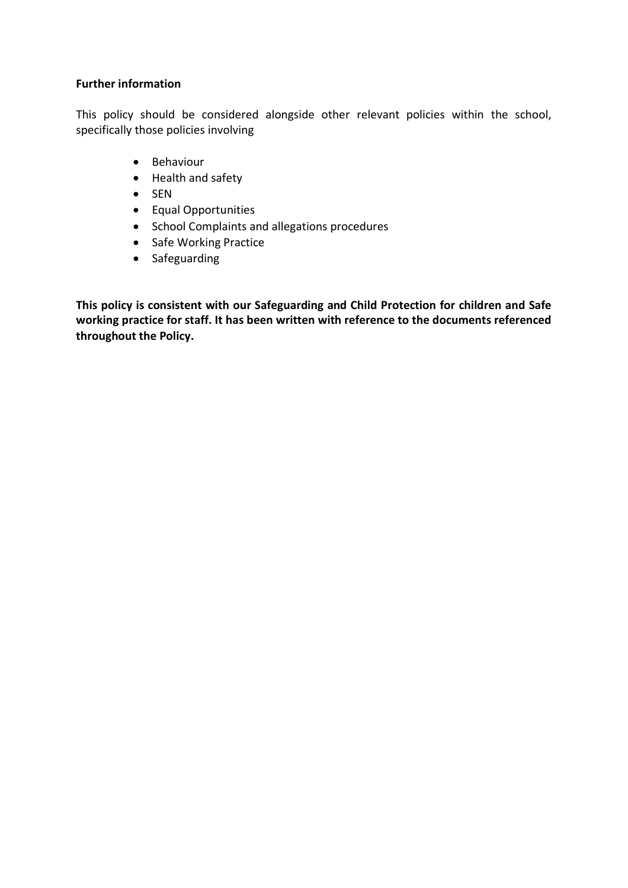**Further information**

This policy should be considered alongside other relevant policies within the school, specifically those policies involving

- Behaviour
- Health and safety
- SEN
- Equal Opportunities
- School Complaints and allegations procedures
- Safe Working Practice
- Safeguarding

**This policy is consistent with our Safeguarding and Child Protection for children and Safe working practice for staff. It has been written with reference to the documents referenced throughout the Policy.**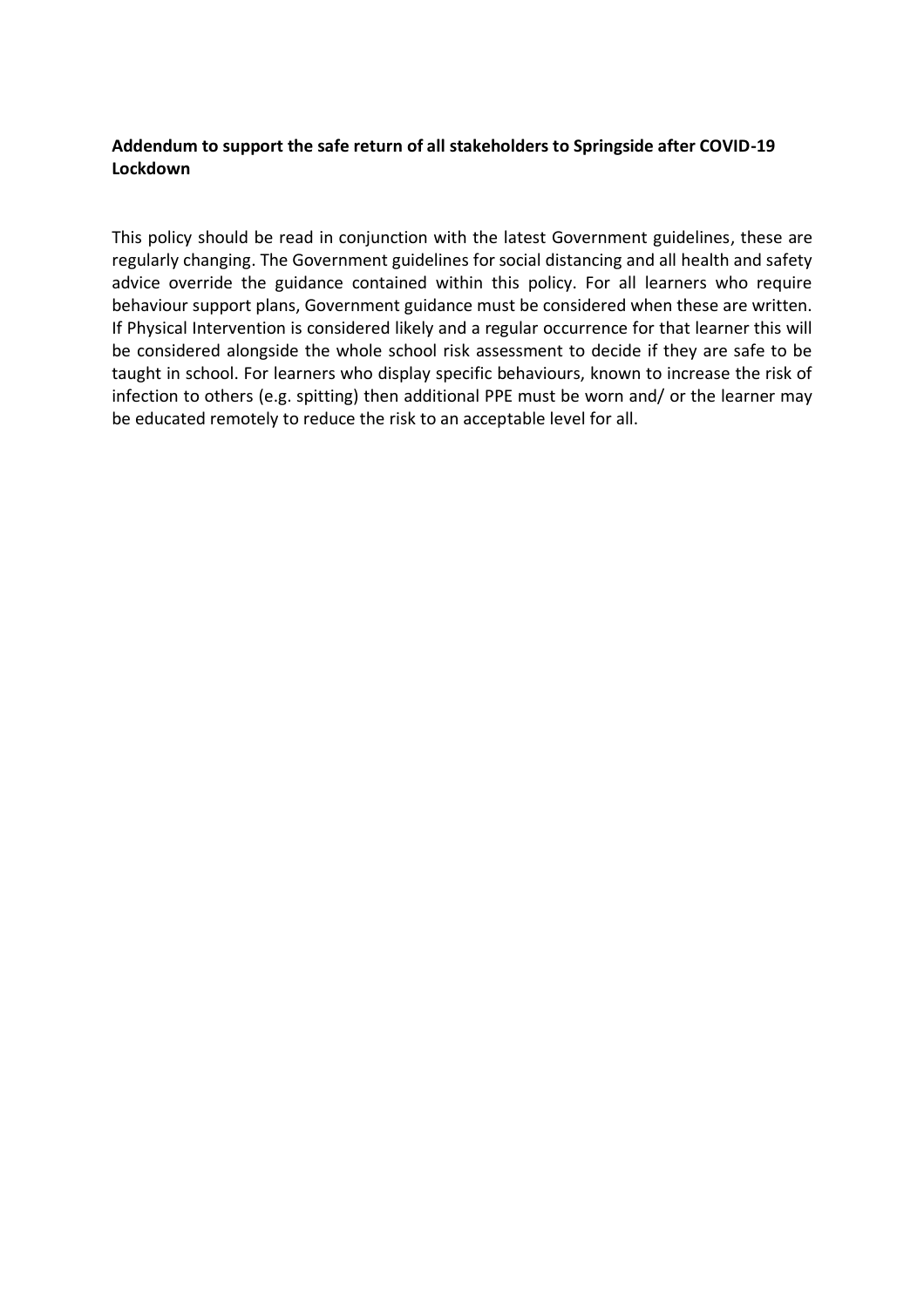**Addendum to support the safe return of all stakeholders to Springside after COVID-19 Lockdown**

This policy should be read in conjunction with the latest Government guidelines, these are regularly changing. The Government guidelines for social distancing and all health and safety advice override the guidance contained within this policy. For all learners who require behaviour support plans, Government guidance must be considered when these are written. If Physical Intervention is considered likely and a regular occurrence for that learner this will be considered alongside the whole school risk assessment to decide if they are safe to be taught in school. For learners who display specific behaviours, known to increase the risk of infection to others (e.g. spitting) then additional PPE must be worn and/ or the learner may be educated remotely to reduce the risk to an acceptable level for all.